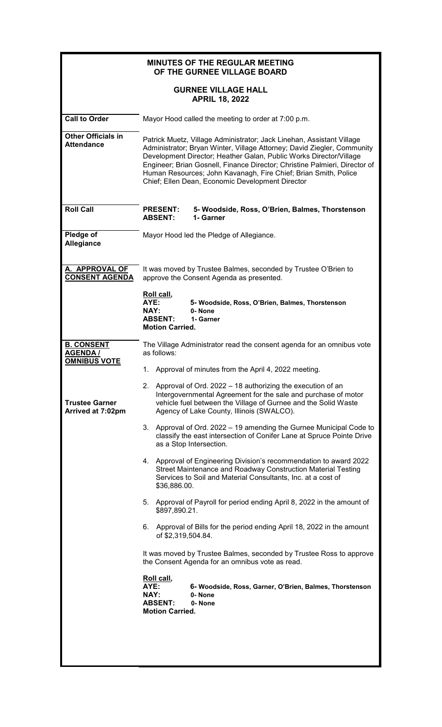# MINUTES OF THE REGULAR MEETING OF THE GURNEE VILLAGE BOARD

## GURNEE VILLAGE HALL
## APRIL 18, 2022

**Call to Order**

Mayor Hood called the meeting to order at 7:00 p.m.

**Other Officials in Attendance**

Patrick Muetz, Village Administrator; Jack Linehan, Assistant Village Administrator; Bryan Winter, Village Attorney; David Ziegler, Community Development Director; Heather Galan, Public Works Director/Village Engineer; Brian Gosnell, Finance Director; Christine Palmieri, Director of Human Resources; John Kavanagh, Fire Chief; Brian Smith, Police Chief; Ellen Dean, Economic Development Director

**Roll Call**

**PRESENT: 5- Woodside, Ross, O'Brien, Balmes, Thorstenson**
**ABSENT: 1- Garner**

**Pledge of Allegiance**

Mayor Hood led the Pledge of Allegiance.

**A. APPROVAL OF CONSENT AGENDA**

It was moved by Trustee Balmes, seconded by Trustee O'Brien to approve the Consent Agenda as presented.

**Roll call,**
**AYE: 5- Woodside, Ross, O'Brien, Balmes, Thorstenson**
**NAY: 0- None**
**ABSENT: 1- Garner**
**Motion Carried.**

**B. CONSENT AGENDA / OMNIBUS VOTE**

The Village Administrator read the consent agenda for an omnibus vote as follows:

**Trustee Garner Arrived at 7:02pm**

1. Approval of minutes from the April 4, 2022 meeting.
2. Approval of Ord. 2022 – 18 authorizing the execution of an Intergovernmental Agreement for the sale and purchase of motor vehicle fuel between the Village of Gurnee and the Solid Waste Agency of Lake County, Illinois (SWALCO).
3. Approval of Ord. 2022 – 19 amending the Gurnee Municipal Code to classify the east intersection of Conifer Lane at Spruce Pointe Drive as a Stop Intersection.
4. Approval of Engineering Division's recommendation to award 2022 Street Maintenance and Roadway Construction Material Testing Services to Soil and Material Consultants, Inc. at a cost of $36,886.00.
5. Approval of Payroll for period ending April 8, 2022 in the amount of $897,890.21.
6. Approval of Bills for the period ending April 18, 2022 in the amount of $2,319,504.84.

It was moved by Trustee Balmes, seconded by Trustee Ross to approve the Consent Agenda for an omnibus vote as read.

**Roll call,**
**AYE: 6- Woodside, Ross, Garner, O'Brien, Balmes, Thorstenson**
**NAY: 0- None**
**ABSENT: 0- None**
**Motion Carried.**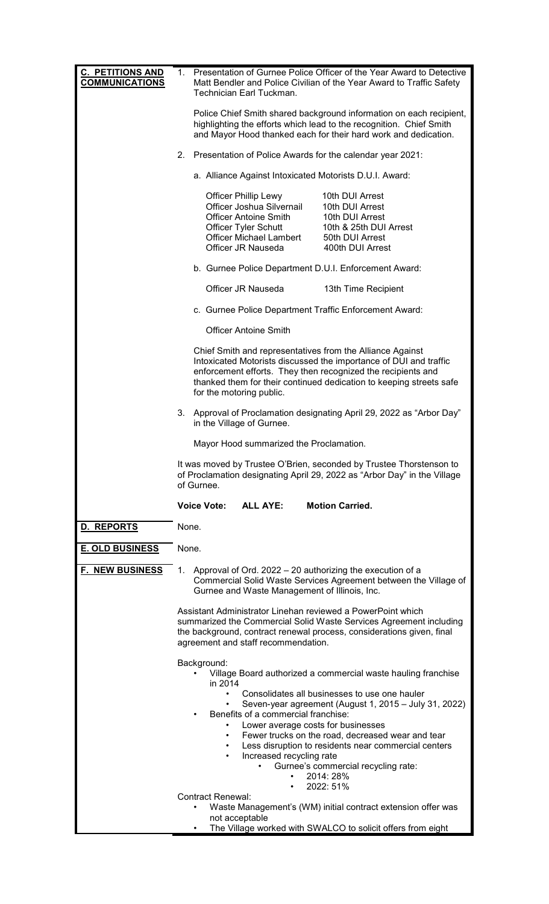## C. PETITIONS AND COMMUNICATIONS

1. Presentation of Gurnee Police Officer of the Year Award to Detective Matt Bendler and Police Civilian of the Year Award to Traffic Safety Technician Earl Tuckman.

   Police Chief Smith shared background information on each recipient, highlighting the efforts which lead to the recognition. Chief Smith and Mayor Hood thanked each for their hard work and dedication.

2. Presentation of Police Awards for the calendar year 2021:

   a. Alliance Against Intoxicated Motorists D.U.I. Award:

   | | |
   |---|---|
   | Officer Phillip Lewy | 10th DUI Arrest |
   | Officer Joshua Silvernail | 10th DUI Arrest |
   | Officer Antoine Smith | 10th DUI Arrest |
   | Officer Tyler Schutt | 10th & 25th DUI Arrest |
   | Officer Michael Lambert | 50th DUI Arrest |
   | Officer JR Nauseda | 400th DUI Arrest |

   b. Gurnee Police Department D.U.I. Enforcement Award:

   Officer JR Nauseda — 13th Time Recipient

   c. Gurnee Police Department Traffic Enforcement Award:

   Officer Antoine Smith

   Chief Smith and representatives from the Alliance Against Intoxicated Motorists discussed the importance of DUI and traffic enforcement efforts. They then recognized the recipients and thanked them for their continued dedication to keeping streets safe for the motoring public.

3. Approval of Proclamation designating April 29, 2022 as "Arbor Day" in the Village of Gurnee.

   Mayor Hood summarized the Proclamation.

It was moved by Trustee O'Brien, seconded by Trustee Thorstenson to of Proclamation designating April 29, 2022 as "Arbor Day" in the Village of Gurnee.

**Voice Vote: ALL AYE: Motion Carried.**

## D. REPORTS

None.

## E. OLD BUSINESS

None.

## F. NEW BUSINESS

1. Approval of Ord. 2022 – 20 authorizing the execution of a Commercial Solid Waste Services Agreement between the Village of Gurnee and Waste Management of Illinois, Inc.

Assistant Administrator Linehan reviewed a PowerPoint which summarized the Commercial Solid Waste Services Agreement including the background, contract renewal process, considerations given, final agreement and staff recommendation.

Background:

- Village Board authorized a commercial waste hauling franchise in 2014
  - Consolidates all businesses to use one hauler
  - Seven-year agreement (August 1, 2015 – July 31, 2022)
- Benefits of a commercial franchise:
  - Lower average costs for businesses
  - Fewer trucks on the road, decreased wear and tear
  - Less disruption to residents near commercial centers
  - Increased recycling rate
    - Gurnee's commercial recycling rate:
      - 2014: 28%
      - 2022: 51%

Contract Renewal:

- Waste Management's (WM) initial contract extension offer was not acceptable
- The Village worked with SWALCO to solicit offers from eight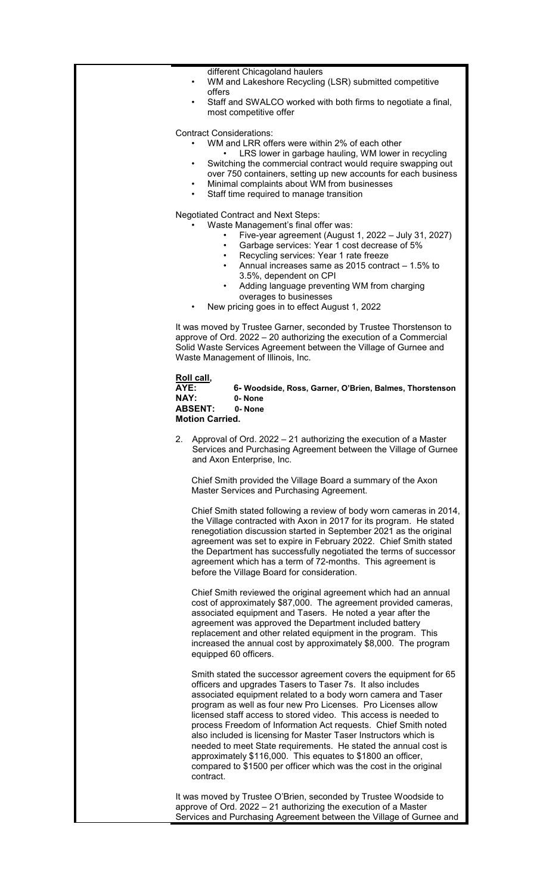different Chicagoland haulers

- WM and Lakeshore Recycling (LSR) submitted competitive offers
- Staff and SWALCO worked with both firms to negotiate a final, most competitive offer

Contract Considerations:

- WM and LRR offers were within 2% of each other
    - LRS lower in garbage hauling, WM lower in recycling
- Switching the commercial contract would require swapping out over 750 containers, setting up new accounts for each business
- Minimal complaints about WM from businesses
- Staff time required to manage transition

Negotiated Contract and Next Steps:

- Waste Management's final offer was:
    - Five-year agreement (August 1, 2022 – July 31, 2027)
    - Garbage services: Year 1 cost decrease of 5%
    - Recycling services: Year 1 rate freeze
    - Annual increases same as 2015 contract – 1.5% to 3.5%, dependent on CPI
    - Adding language preventing WM from charging overages to businesses
- New pricing goes in to effect August 1, 2022

It was moved by Trustee Garner, seconded by Trustee Thorstenson to approve of Ord. 2022 – 20 authorizing the execution of a Commercial Solid Waste Services Agreement between the Village of Gurnee and Waste Management of Illinois, Inc.

**Roll call,**
**AYE: 6- Woodside, Ross, Garner, O'Brien, Balmes, Thorstenson**
**NAY: 0- None**
**ABSENT: 0- None**
**Motion Carried.**

2. Approval of Ord. 2022 – 21 authorizing the execution of a Master Services and Purchasing Agreement between the Village of Gurnee and Axon Enterprise, Inc.

Chief Smith provided the Village Board a summary of the Axon Master Services and Purchasing Agreement.

Chief Smith stated following a review of body worn cameras in 2014, the Village contracted with Axon in 2017 for its program. He stated renegotiation discussion started in September 2021 as the original agreement was set to expire in February 2022. Chief Smith stated the Department has successfully negotiated the terms of successor agreement which has a term of 72-months. This agreement is before the Village Board for consideration.

Chief Smith reviewed the original agreement which had an annual cost of approximately $87,000. The agreement provided cameras, associated equipment and Tasers. He noted a year after the agreement was approved the Department included battery replacement and other related equipment in the program. This increased the annual cost by approximately $8,000. The program equipped 60 officers.

Smith stated the successor agreement covers the equipment for 65 officers and upgrades Tasers to Taser 7s. It also includes associated equipment related to a body worn camera and Taser program as well as four new Pro Licenses. Pro Licenses allow licensed staff access to stored video. This access is needed to process Freedom of Information Act requests. Chief Smith noted also included is licensing for Master Taser Instructors which is needed to meet State requirements. He stated the annual cost is approximately $116,000. This equates to $1800 an officer, compared to $1500 per officer which was the cost in the original contract.

It was moved by Trustee O'Brien, seconded by Trustee Woodside to approve of Ord. 2022 – 21 authorizing the execution of a Master Services and Purchasing Agreement between the Village of Gurnee and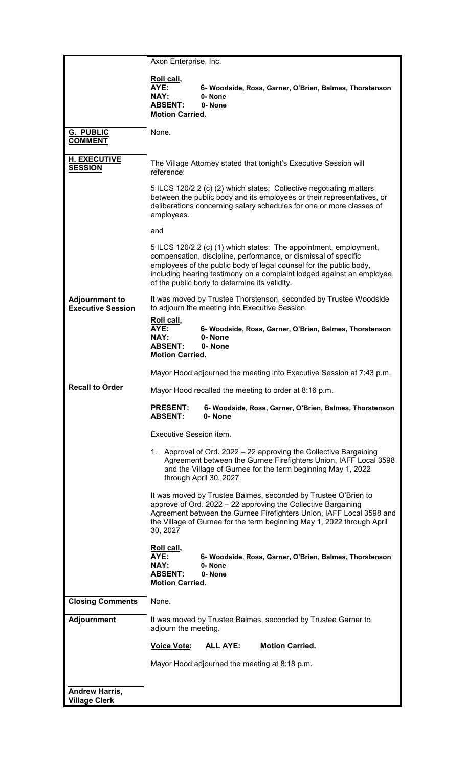Axon Enterprise, Inc.

**Roll call,**
**AYE:** 6- Woodside, Ross, Garner, O'Brien, Balmes, Thorstenson
**NAY:** 0- None
**ABSENT:** 0- None
**Motion Carried.**

**G. PUBLIC COMMENT**

None.

**H. EXECUTIVE SESSION**

The Village Attorney stated that tonight's Executive Session will reference:

5 ILCS 120/2 2 (c) (2) which states: Collective negotiating matters between the public body and its employees or their representatives, or deliberations concerning salary schedules for one or more classes of employees.

and

5 ILCS 120/2 2 (c) (1) which states: The appointment, employment, compensation, discipline, performance, or dismissal of specific employees of the public body of legal counsel for the public body, including hearing testimony on a complaint lodged against an employee of the public body to determine its validity.

**Adjournment to Executive Session**

It was moved by Trustee Thorstenson, seconded by Trustee Woodside to adjourn the meeting into Executive Session.

**Roll call,**
**AYE:** 6- Woodside, Ross, Garner, O'Brien, Balmes, Thorstenson
**NAY:** 0- None
**ABSENT:** 0- None
**Motion Carried.**

Mayor Hood adjourned the meeting into Executive Session at 7:43 p.m.

**Recall to Order**

Mayor Hood recalled the meeting to order at 8:16 p.m.

**PRESENT:** 6- Woodside, Ross, Garner, O'Brien, Balmes, Thorstenson
**ABSENT:** 0- None

Executive Session item.

1. Approval of Ord. 2022 – 22 approving the Collective Bargaining Agreement between the Gurnee Firefighters Union, IAFF Local 3598 and the Village of Gurnee for the term beginning May 1, 2022 through April 30, 2027.

It was moved by Trustee Balmes, seconded by Trustee O'Brien to approve of Ord. 2022 – 22 approving the Collective Bargaining Agreement between the Gurnee Firefighters Union, IAFF Local 3598 and the Village of Gurnee for the term beginning May 1, 2022 through April 30, 2027

**Roll call,**
**AYE:** 6- Woodside, Ross, Garner, O'Brien, Balmes, Thorstenson
**NAY:** 0- None
**ABSENT:** 0- None
**Motion Carried.**

**Closing Comments**

None.

**Adjournment**

It was moved by Trustee Balmes, seconded by Trustee Garner to adjourn the meeting.

**Voice Vote:** **ALL AYE:** **Motion Carried.**

Mayor Hood adjourned the meeting at 8:18 p.m.

**Andrew Harris, Village Clerk**